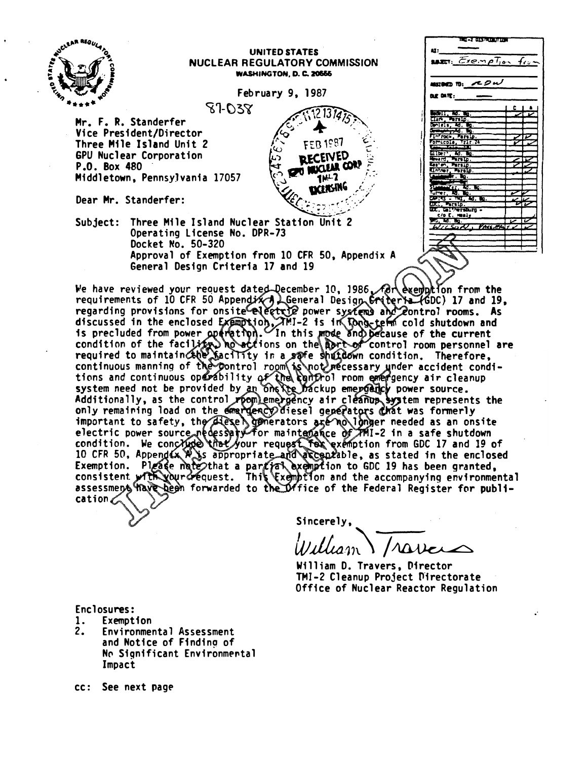UNITED STATES
NUCLEAR REGULATORY COMMISSION
WASHINGTON, D. C. 20555

February 9, 1987

87-038

Mr. F. R. Standerfer
Vice President/Director
Three Mile Island Unit 2
GPU Nuclear Corporation
P.O. Box 480
Middletown, Pennsylvania 17057

Dear Mr. Standerfer:

Subject: Three Mile Island Nuclear Station Unit 2
Operating License No. DPR-73
Docket No. 50-320
Approval of Exemption from 10 CFR 50, Appendix A
General Design Criteria 17 and 19

We have reviewed your request dated December 10, 1986, for exemption from the requirements of 10 CFR 50 Appendix A, General Design Criteria (GDC) 17 and 19, regarding provisions for onsite electric power systems and control rooms. As discussed in the enclosed Exemption, TMI-2 is in long-term cold shutdown and is precluded from power operation. In this mode and because of the current condition of the facility, no actions on the part of control room personnel are required to maintain the facility in a safe shutdown condition. Therefore, continuous manning of the control room is not necessary under accident conditions and continuous operability of the control room emergency air cleanup system need not be provided by an onsite backup emergency power source. Additionally, as the control room emergency air cleanup system represents the only remaining load on the emergency diesel generators that was formerly important to safety, the diesel generators are no longer needed as an onsite electric power source necessary for maintenance of TMI-2 in a safe shutdown condition. We conclude that your request for exemption from GDC 17 and 19 of 10 CFR 50, Appendix A is appropriate and acceptable, as stated in the enclosed Exemption. Please note that a partial exemption to GDC 19 has been granted, consistent with your request. This Exemption and the accompanying environmental assessment have been forwarded to the Office of the Federal Register for publication.

Sincerely,

William D. Travers, Director
TMI-2 Cleanup Project Directorate
Office of Nuclear Reactor Regulation

Enclosures:
1. Exemption
2. Environmental Assessment and Notice of Finding of No Significant Environmental Impact

cc: See next page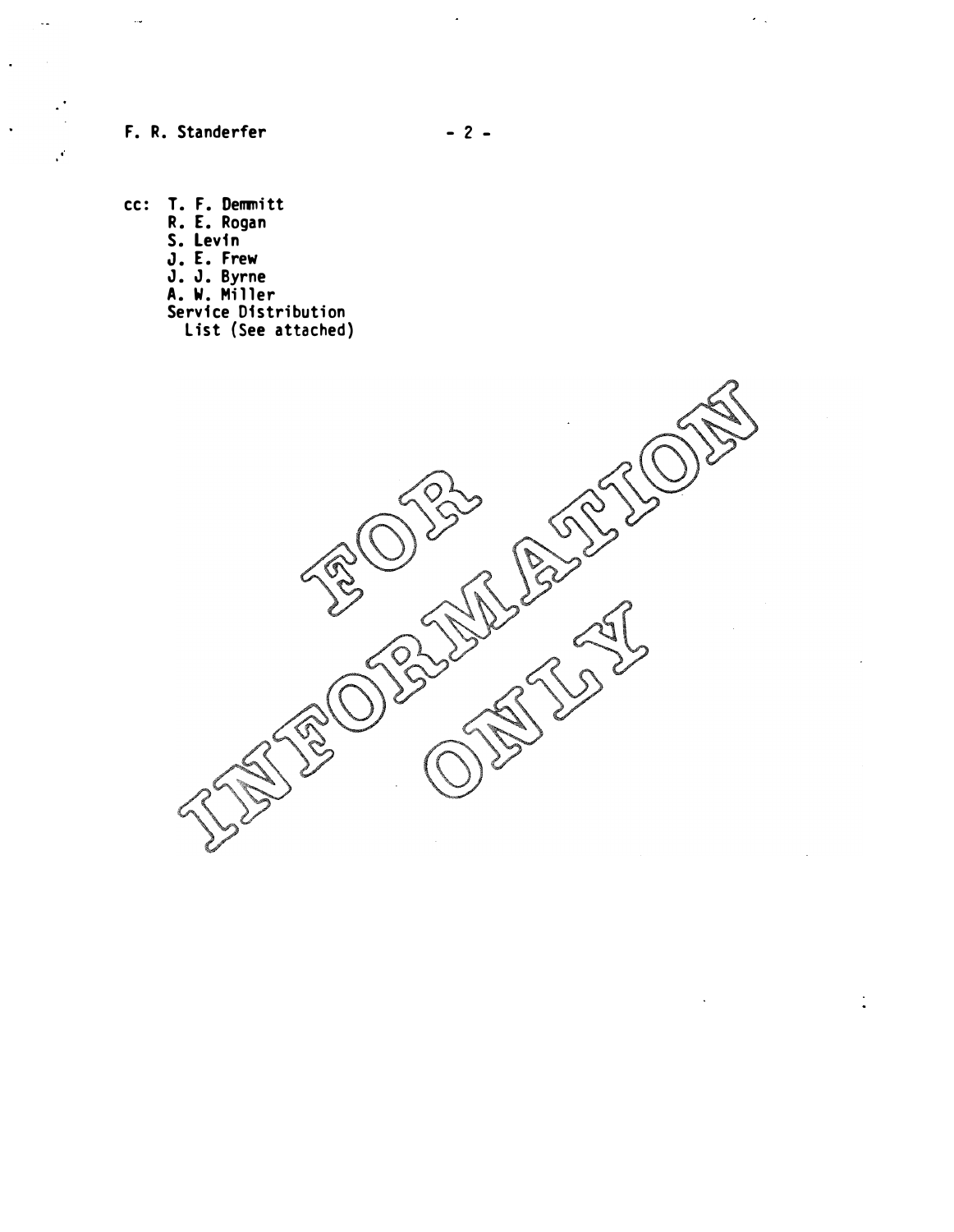cc: T. F. Demmitt
R. E. Rogan
S. Levin
J. E. Frew
J. J. Byrne
A. W. Miller
Service Distribution
List (See attached)

FOR INFORMATION ONLY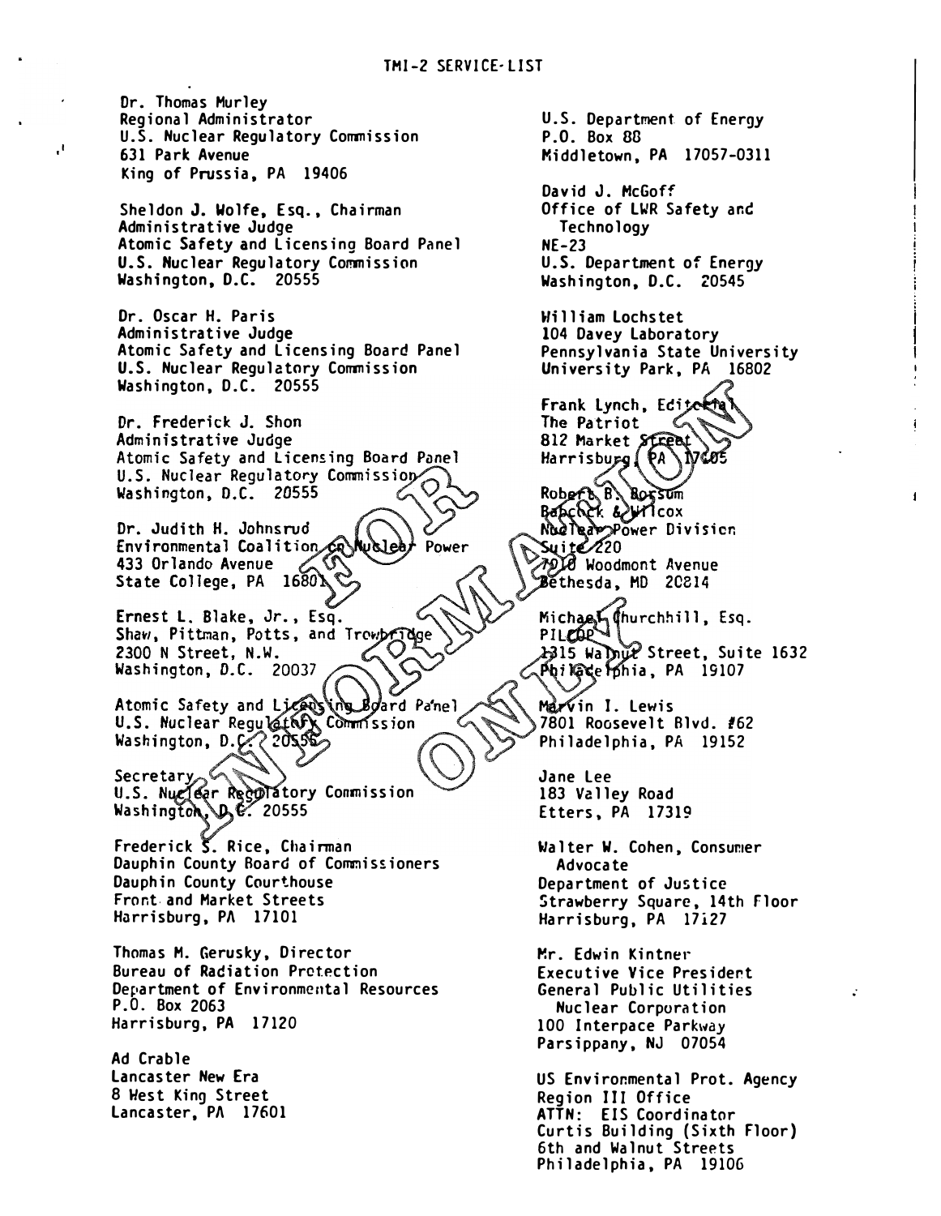# TMI-2 SERVICE LIST

Dr. Thomas Murley
Regional Administrator
U.S. Nuclear Regulatory Commission
631 Park Avenue
King of Prussia, PA 19406

Sheldon J. Wolfe, Esq., Chairman
Administrative Judge
Atomic Safety and Licensing Board Panel
U.S. Nuclear Regulatory Commission
Washington, D.C. 20555

Dr. Oscar H. Paris
Administrative Judge
Atomic Safety and Licensing Board Panel
U.S. Nuclear Regulatory Commission
Washington, D.C. 20555

Dr. Frederick J. Shon
Administrative Judge
Atomic Safety and Licensing Board Panel
U.S. Nuclear Regulatory Commission
Washington, D.C. 20555

Dr. Judith H. Johnsrud
Environmental Coalition on Nuclear Power
433 Orlando Avenue
State College, PA 16801

Ernest L. Blake, Jr., Esq.
Shaw, Pittman, Potts, and Trowbridge
2300 N Street, N.W.
Washington, D.C. 20037

Atomic Safety and Licensing Board Panel
U.S. Nuclear Regulatory Commission
Washington, D.C. 20555

Secretary
U.S. Nuclear Regulatory Commission
Washington, D.C. 20555

Frederick S. Rice, Chairman
Dauphin County Board of Commissioners
Dauphin County Courthouse
Front and Market Streets
Harrisburg, PA 17101

Thomas M. Gerusky, Director
Bureau of Radiation Protection
Department of Environmental Resources
P.O. Box 2063
Harrisburg, PA 17120

Ad Crable
Lancaster New Era
8 West King Street
Lancaster, PA 17601

U.S. Department of Energy
P.O. Box 88
Middletown, PA 17057-0311

David J. McGoff
Office of LWR Safety and Technology
NE-23
U.S. Department of Energy
Washington, D.C. 20545

William Lochstet
104 Davey Laboratory
Pennsylvania State University
University Park, PA 16802

Frank Lynch, Editorial
The Patriot
812 Market Street
Harrisburg, PA 17105

Robert B. Borsum
Babcock & Wilcox
Nuclear Power Division
Suite 220
7910 Woodmont Avenue
Bethesda, MD 20814

Michael Churchhill, Esq.
PILCOP
1315 Walnut Street, Suite 1632
Philadelphia, PA 19107

Marvin I. Lewis
7801 Roosevelt Blvd. #62
Philadelphia, PA 19152

Jane Lee
183 Valley Road
Etters, PA 17319

Walter W. Cohen, Consumer Advocate
Department of Justice
Strawberry Square, 14th Floor
Harrisburg, PA 17127

Mr. Edwin Kintner
Executive Vice President
General Public Utilities Nuclear Corporation
100 Interpace Parkway
Parsippany, NJ 07054

US Environmental Prot. Agency
Region III Office
ATTN: EIS Coordinator
Curtis Building (Sixth Floor)
6th and Walnut Streets
Philadelphia, PA 19106

FOR INFORMATION ONLY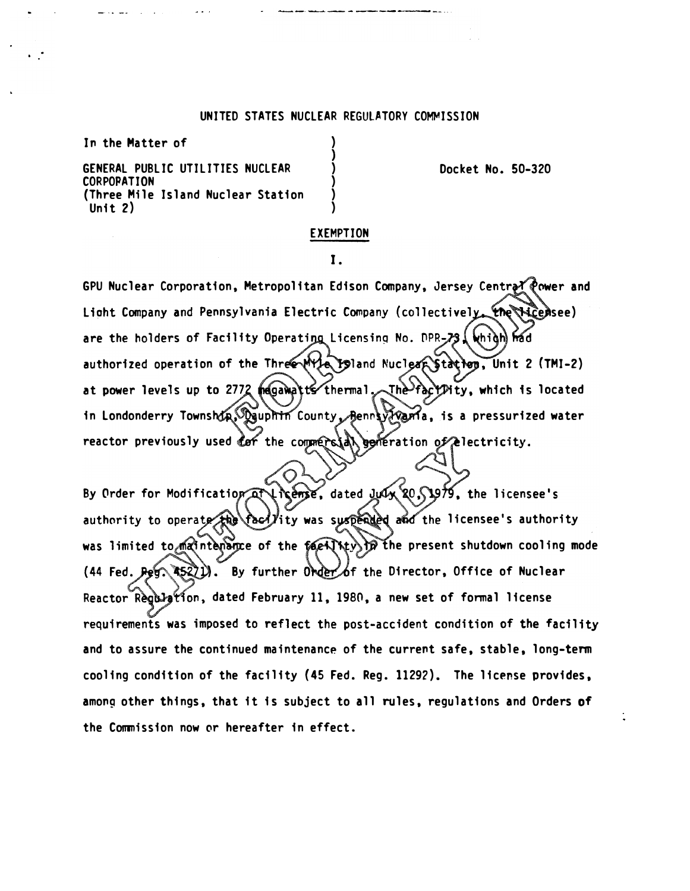UNITED STATES NUCLEAR REGULATORY COMMISSION

In the Matter of )
)
GENERAL PUBLIC UTILITIES NUCLEAR ) Docket No. 50-320
CORPORATION )
(Three Mile Island Nuclear Station )
Unit 2) )

## EXEMPTION

### I.

GPU Nuclear Corporation, Metropolitan Edison Company, Jersey Central Power and Light Company and Pennsylvania Electric Company (collectively, the licensee) are the holders of Facility Operating Licensing No. DPR-73, which had authorized operation of the Three Mile Island Nuclear Station, Unit 2 (TMI-2) at power levels up to 2772 megawatts thermal. The facility, which is located in Londonderry Township, Dauphin County, Pennsylvania, is a pressurized water reactor previously used for the commercial generation of electricity.

By Order for Modification of License, dated July 20, 1979, the licensee's authority to operate the facility was suspended and the licensee's authority was limited to maintenance of the facility in the present shutdown cooling mode (44 Fed. Reg. 45271). By further Order of the Director, Office of Nuclear Reactor Regulation, dated February 11, 1980, a new set of formal license requirements was imposed to reflect the post-accident condition of the facility and to assure the continued maintenance of the current safe, stable, long-term cooling condition of the facility (45 Fed. Reg. 11292). The license provides, among other things, that it is subject to all rules, regulations and Orders of the Commission now or hereafter in effect.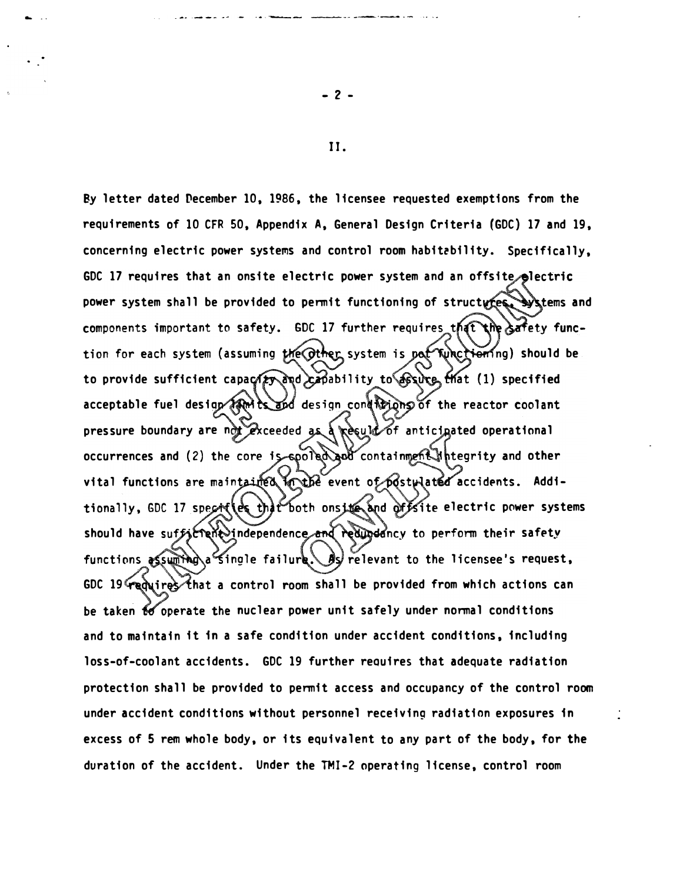II.

By letter dated December 10, 1986, the licensee requested exemptions from the requirements of 10 CFR 50, Appendix A, General Design Criteria (GDC) 17 and 19, concerning electric power systems and control room habitability. Specifically, GDC 17 requires that an onsite electric power system and an offsite electric power system shall be provided to permit functioning of structures, systems and components important to safety. GDC 17 further requires that the safety function for each system (assuming the other system is not functioning) should be to provide sufficient capacity and capability to assure that (1) specified acceptable fuel design limits and design conditions of the reactor coolant pressure boundary are not exceeded as a result of anticipated operational occurrences and (2) the core is cooled and containment integrity and other vital functions are maintained in the event of postulated accidents. Additionally, GDC 17 specifies that both onsite and offsite electric power systems should have sufficient independence and redundancy to perform their safety functions assuming a single failure. As relevant to the licensee's request, GDC 19 requires that a control room shall be provided from which actions can be taken to operate the nuclear power unit safely under normal conditions and to maintain it in a safe condition under accident conditions, including loss-of-coolant accidents. GDC 19 further requires that adequate radiation protection shall be provided to permit access and occupancy of the control room under accident conditions without personnel receiving radiation exposures in excess of 5 rem whole body, or its equivalent to any part of the body, for the duration of the accident. Under the TMI-2 operating license, control room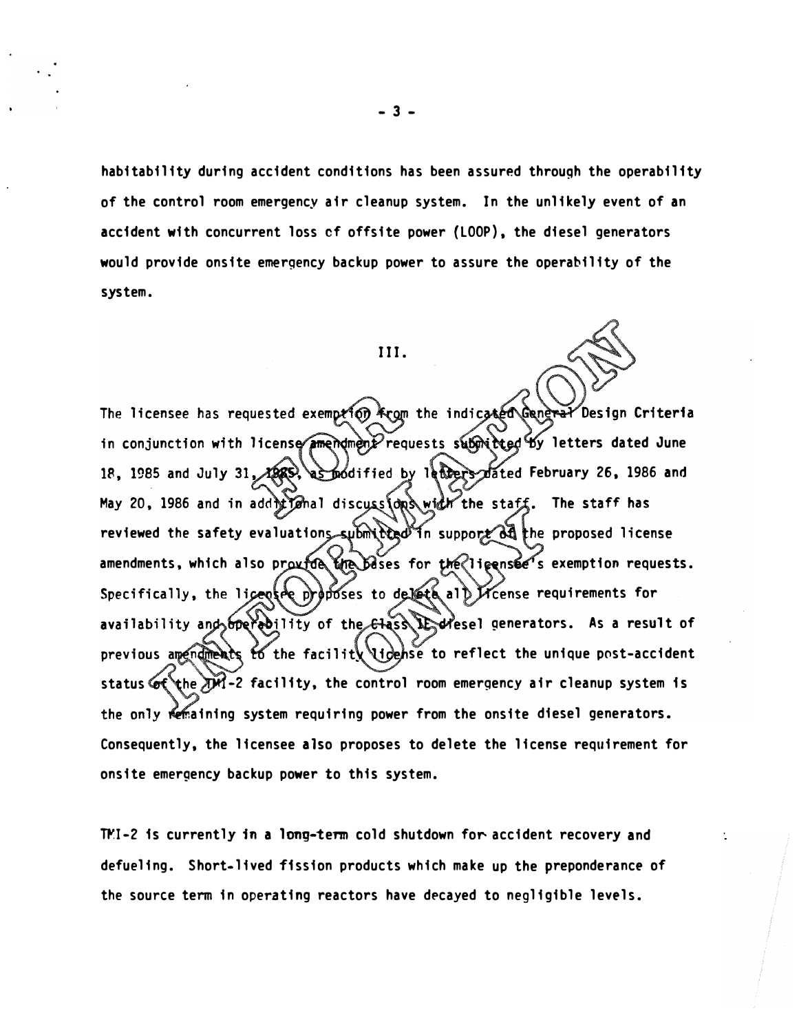habitability during accident conditions has been assured through the operability of the control room emergency air cleanup system. In the unlikely event of an accident with concurrent loss of offsite power (LOOP), the diesel generators would provide onsite emergency backup power to assure the operability of the system.

## III.

The licensee has requested exemption from the indicated General Design Criteria in conjunction with license amendment requests submitted by letters dated June 18, 1985 and July 31, 1985, as modified by letters dated February 26, 1986 and May 20, 1986 and in additional discussions with the staff. The staff has reviewed the safety evaluations submitted in support of the proposed license amendments, which also provide the bases for the licensee's exemption requests. Specifically, the licensee proposes to delete all license requirements for availability and operability of the Class 1E diesel generators. As a result of previous amendments to the facility license to reflect the unique post-accident status of the TMI-2 facility, the control room emergency air cleanup system is the only remaining system requiring power from the onsite diesel generators. Consequently, the licensee also proposes to delete the license requirement for onsite emergency backup power to this system.

TMI-2 is currently in a long-term cold shutdown for accident recovery and defueling. Short-lived fission products which make up the preponderance of the source term in operating reactors have decayed to negligible levels.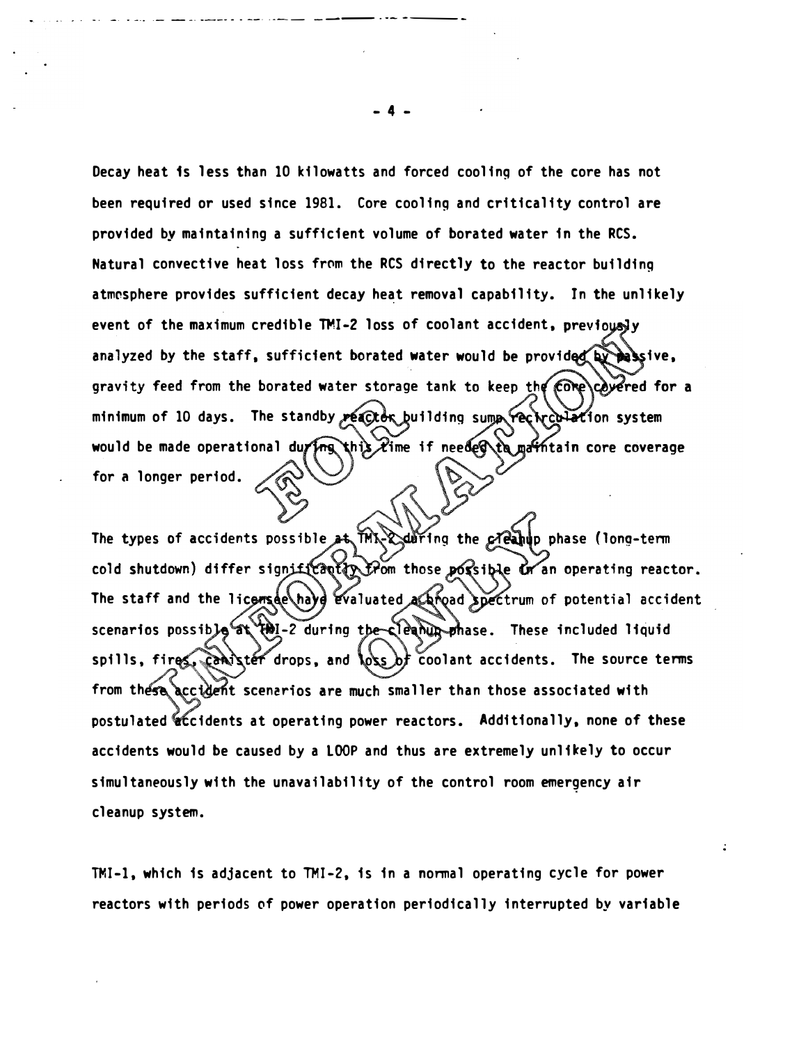Decay heat is less than 10 kilowatts and forced cooling of the core has not been required or used since 1981. Core cooling and criticality control are provided by maintaining a sufficient volume of borated water in the RCS. Natural convective heat loss from the RCS directly to the reactor building atmosphere provides sufficient decay heat removal capability. In the unlikely event of the maximum credible TMI-2 loss of coolant accident, previously analyzed by the staff, sufficient borated water would be provided by passive, gravity feed from the borated water storage tank to keep the core covered for a minimum of 10 days. The standby reactor building sump recirculation system would be made operational during this time if needed to maintain core coverage for a longer period.

The types of accidents possible at TMI-2 during the cleanup phase (long-term cold shutdown) differ significantly from those possible in an operating reactor. The staff and the licensee have evaluated a broad spectrum of potential accident scenarios possible at TMI-2 during the cleanup phase. These included liquid spills, fires, canister drops, and loss of coolant accidents. The source terms from these accident scenarios are much smaller than those associated with postulated accidents at operating power reactors. Additionally, none of these accidents would be caused by a LOOP and thus are extremely unlikely to occur simultaneously with the unavailability of the control room emergency air cleanup system.

TMI-1, which is adjacent to TMI-2, is in a normal operating cycle for power reactors with periods of power operation periodically interrupted by variable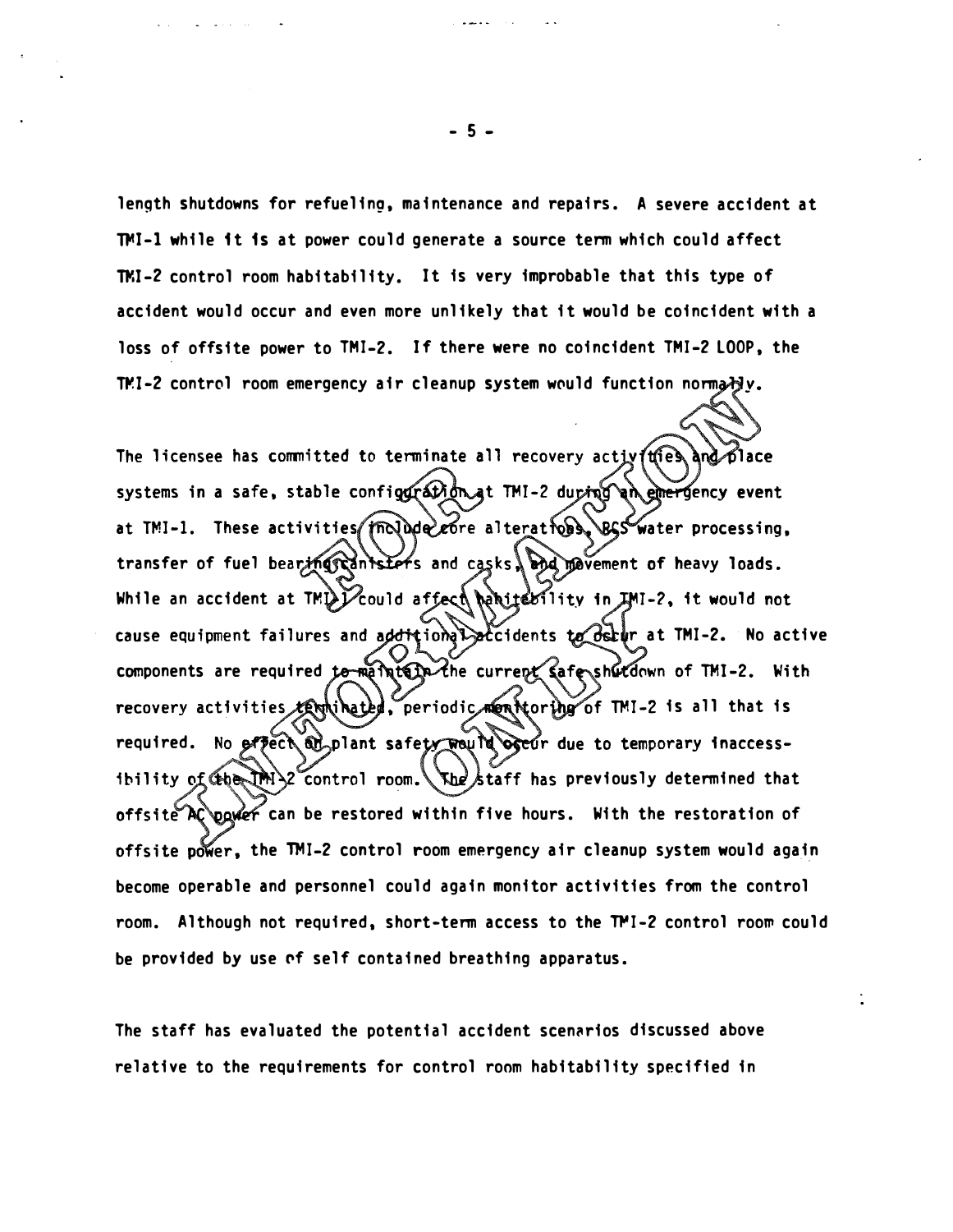length shutdowns for refueling, maintenance and repairs. A severe accident at TMI-1 while it is at power could generate a source term which could affect TMI-2 control room habitability. It is very improbable that this type of accident would occur and even more unlikely that it would be coincident with a loss of offsite power to TMI-2. If there were no coincident TMI-2 LOOP, the TMI-2 control room emergency air cleanup system would function normally.

The licensee has committed to terminate all recovery activities and place systems in a safe, stable configuration at TMI-2 during an emergency event at TMI-1. These activities include core alterations, RCS water processing, transfer of fuel bearing canisters and casks, and movement of heavy loads. While an accident at TMI-1 could affect habitability in TMI-2, it would not cause equipment failures and additional accidents to occur at TMI-2. No active components are required to maintain the current safe shutdown of TMI-2. With recovery activities terminated, periodic monitoring of TMI-2 is all that is required. No effect on plant safety would occur due to temporary inaccessibility of the TMI-2 control room. The staff has previously determined that offsite AC power can be restored within five hours. With the restoration of offsite power, the TMI-2 control room emergency air cleanup system would again become operable and personnel could again monitor activities from the control room. Although not required, short-term access to the TMI-2 control room could be provided by use of self contained breathing apparatus.

The staff has evaluated the potential accident scenarios discussed above relative to the requirements for control room habitability specified in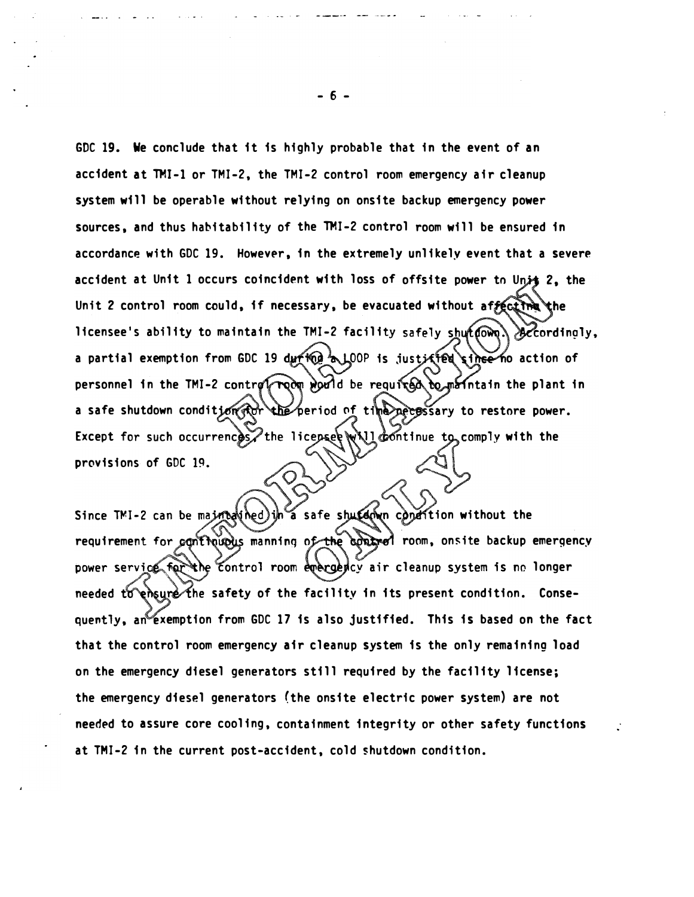GDC 19. We conclude that it is highly probable that in the event of an accident at TMI-1 or TMI-2, the TMI-2 control room emergency air cleanup system will be operable without relying on onsite backup emergency power sources, and thus habitability of the TMI-2 control room will be ensured in accordance with GDC 19. However, in the extremely unlikely event that a severe accident at Unit 1 occurs coincident with loss of offsite power to Unit 2, the Unit 2 control room could, if necessary, be evacuated without affecting the licensee's ability to maintain the TMI-2 facility safely shutdown. Accordingly, a partial exemption from GDC 19 during a LOOP is justified since no action of personnel in the TMI-2 control room would be required to maintain the plant in a safe shutdown condition for the period of time necessary to restore power. Except for such occurrences, the licensee will continue to comply with the provisions of GDC 19.

Since TMI-2 can be maintained in a safe shutdown condition without the requirement for continuous manning of the control room, onsite backup emergency power service for the control room emergency air cleanup system is no longer needed to ensure the safety of the facility in its present condition. Consequently, an exemption from GDC 17 is also justified. This is based on the fact that the control room emergency air cleanup system is the only remaining load on the emergency diesel generators still required by the facility license; the emergency diesel generators (the onsite electric power system) are not needed to assure core cooling, containment integrity or other safety functions at TMI-2 in the current post-accident, cold shutdown condition.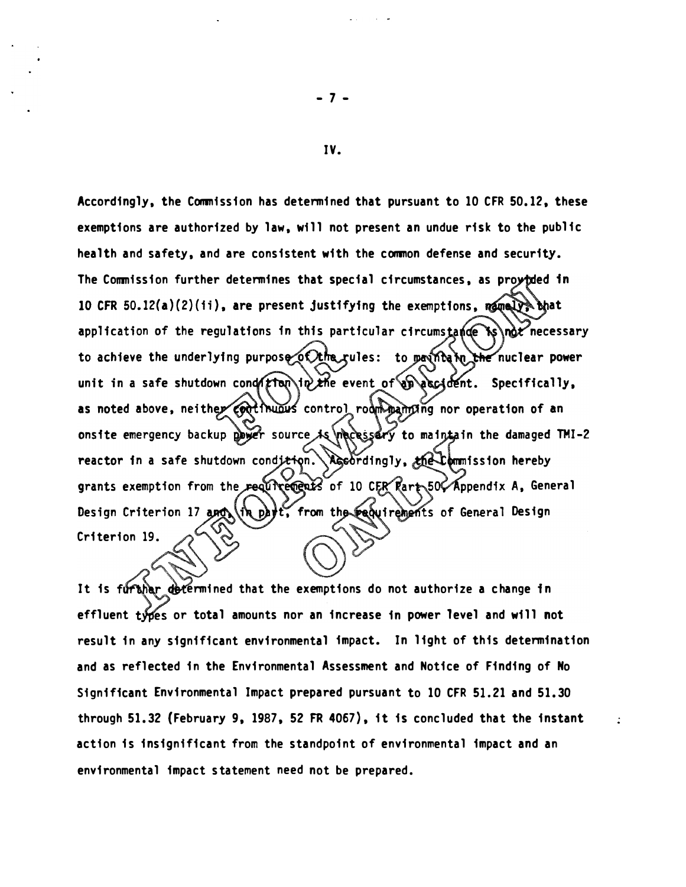IV.

Accordingly, the Commission has determined that pursuant to 10 CFR 50.12, these exemptions are authorized by law, will not present an undue risk to the public health and safety, and are consistent with the common defense and security. The Commission further determines that special circumstances, as provided in 10 CFR 50.12(a)(2)(ii), are present justifying the exemptions, namely, that application of the regulations in this particular circumstance is not necessary to achieve the underlying purpose of the rules: to maintain the nuclear power unit in a safe shutdown condition in the event of an accident. Specifically, as noted above, neither continuous control room manning nor operation of an onsite emergency backup power source is necessary to maintain the damaged TMI-2 reactor in a safe shutdown condition. Accordingly, the Commission hereby grants exemption from the requirements of 10 CFR Part 50, Appendix A, General Design Criterion 17 and, in part, from the requirements of General Design Criterion 19.

It is further determined that the exemptions do not authorize a change in effluent types or total amounts nor an increase in power level and will not result in any significant environmental impact. In light of this determination and as reflected in the Environmental Assessment and Notice of Finding of No Significant Environmental Impact prepared pursuant to 10 CFR 51.21 and 51.30 through 51.32 (February 9, 1987, 52 FR 4067), it is concluded that the instant action is insignificant from the standpoint of environmental impact and an environmental impact statement need not be prepared.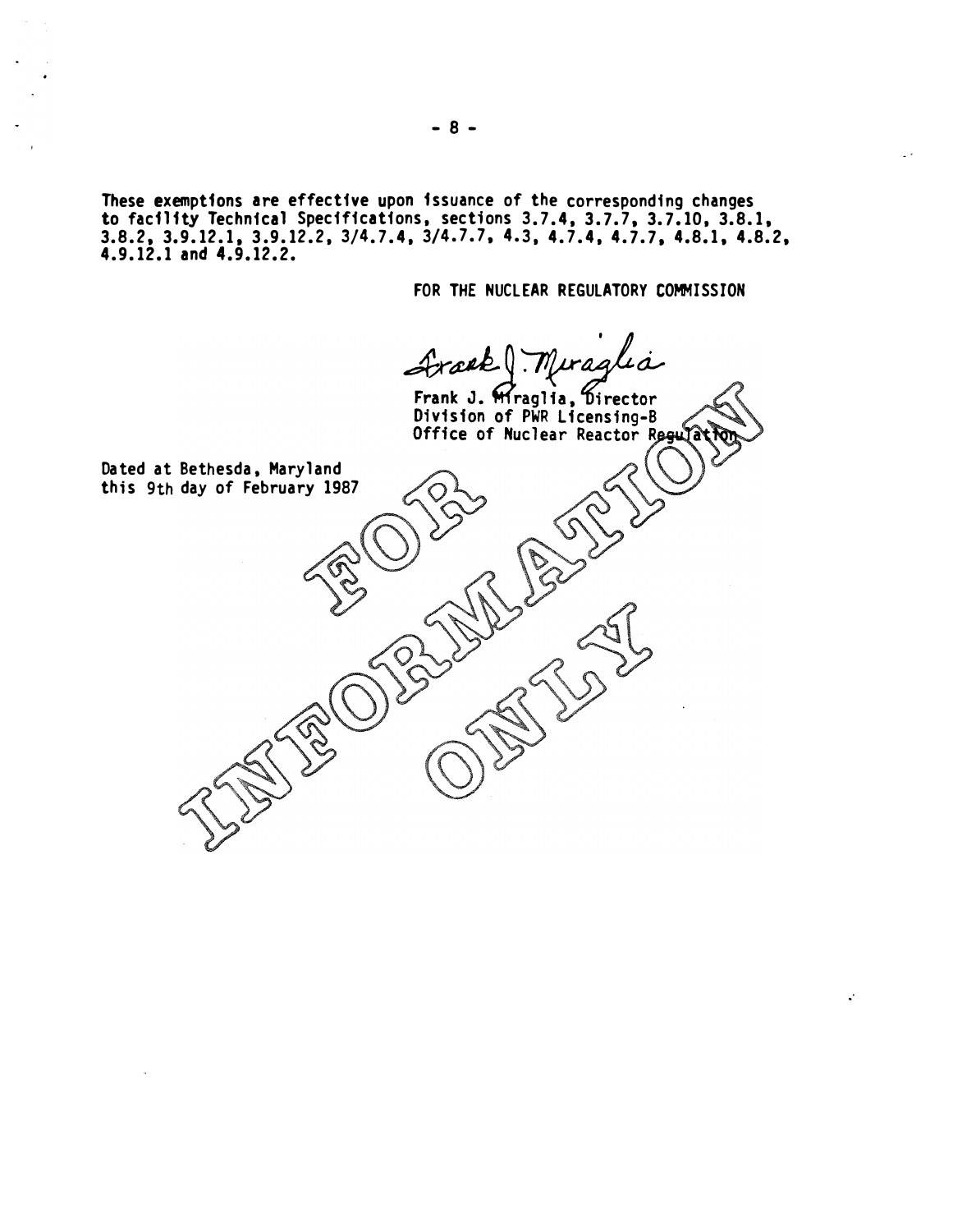These exemptions are effective upon issuance of the corresponding changes to facility Technical Specifications, sections 3.7.4, 3.7.7, 3.7.10, 3.8.1, 3.8.2, 3.9.12.1, 3.9.12.2, 3/4.7.4, 3/4.7.7, 4.3, 4.7.4, 4.7.7, 4.8.1, 4.8.2, 4.9.12.1 and 4.9.12.2.

FOR THE NUCLEAR REGULATORY COMMISSION

Frank J. Miraglia

Frank J. Miraglia, Director
Division of PWR Licensing-B
Office of Nuclear Reactor Regulation

Dated at Bethesda, Maryland
this 9th day of February 1987

FOR INFORMATION ONLY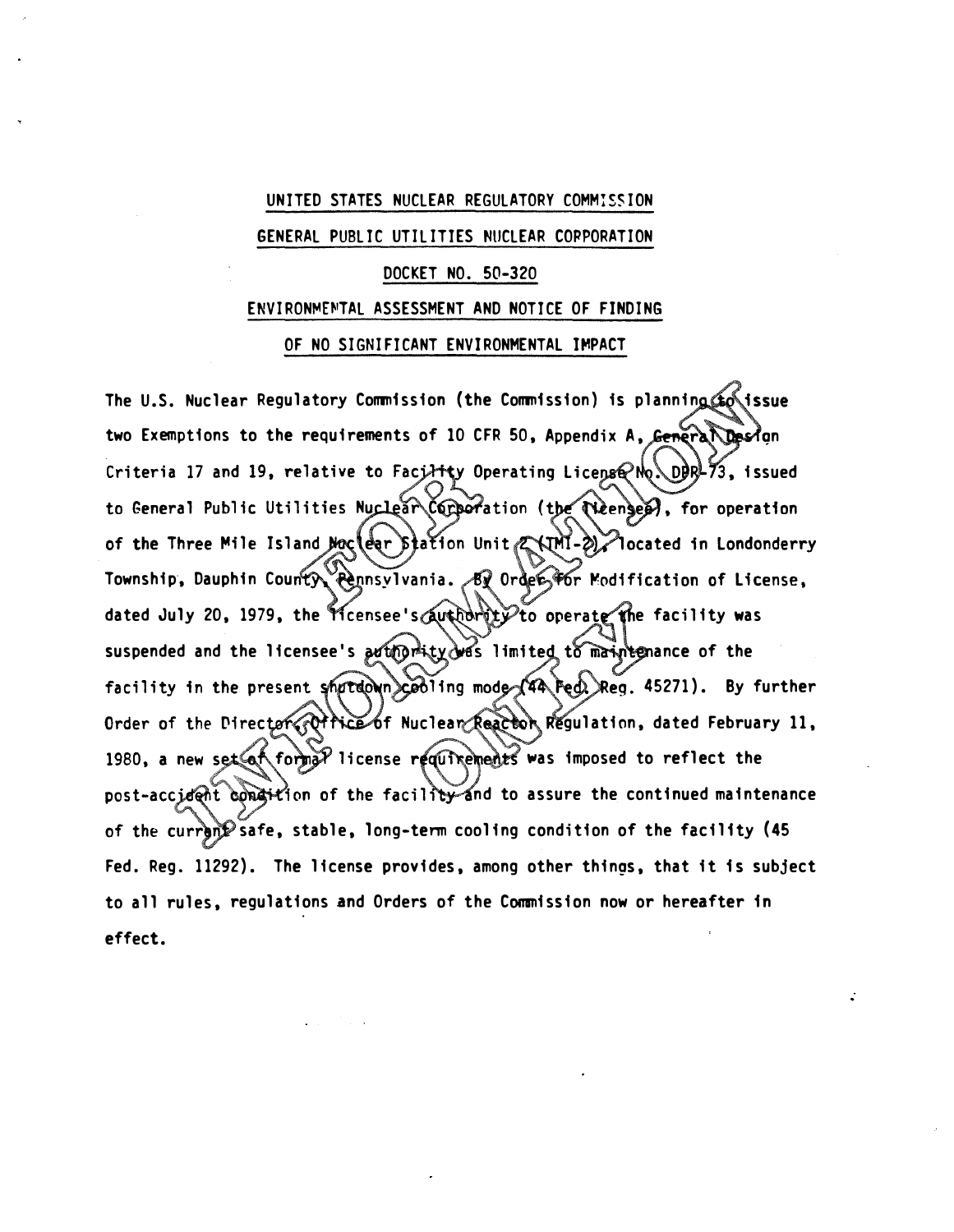UNITED STATES NUCLEAR REGULATORY COMMISSION

GENERAL PUBLIC UTILITIES NUCLEAR CORPORATION

DOCKET NO. 50-320

ENVIRONMENTAL ASSESSMENT AND NOTICE OF FINDING OF NO SIGNIFICANT ENVIRONMENTAL IMPACT

The U.S. Nuclear Regulatory Commission (the Commission) is planning to issue two Exemptions to the requirements of 10 CFR 50, Appendix A, General Design Criteria 17 and 19, relative to Facility Operating License No. DPR-73, issued to General Public Utilities Nuclear Corporation (the licensee), for operation of the Three Mile Island Nuclear Station Unit 2 (TMI-2), located in Londonderry Township, Dauphin County, Pennsylvania. By Order for Modification of License, dated July 20, 1979, the licensee's authority to operate the facility was suspended and the licensee's authority was limited to maintenance of the facility in the present shutdown cooling mode (44 Fed. Reg. 45271). By further Order of the Director, Office of Nuclear Reactor Regulation, dated February 11, 1980, a new set of formal license requirements was imposed to reflect the post-accident condition of the facility and to assure the continued maintenance of the current safe, stable, long-term cooling condition of the facility (45 Fed. Reg. 11292). The license provides, among other things, that it is subject to all rules, regulations and Orders of the Commission now or hereafter in effect.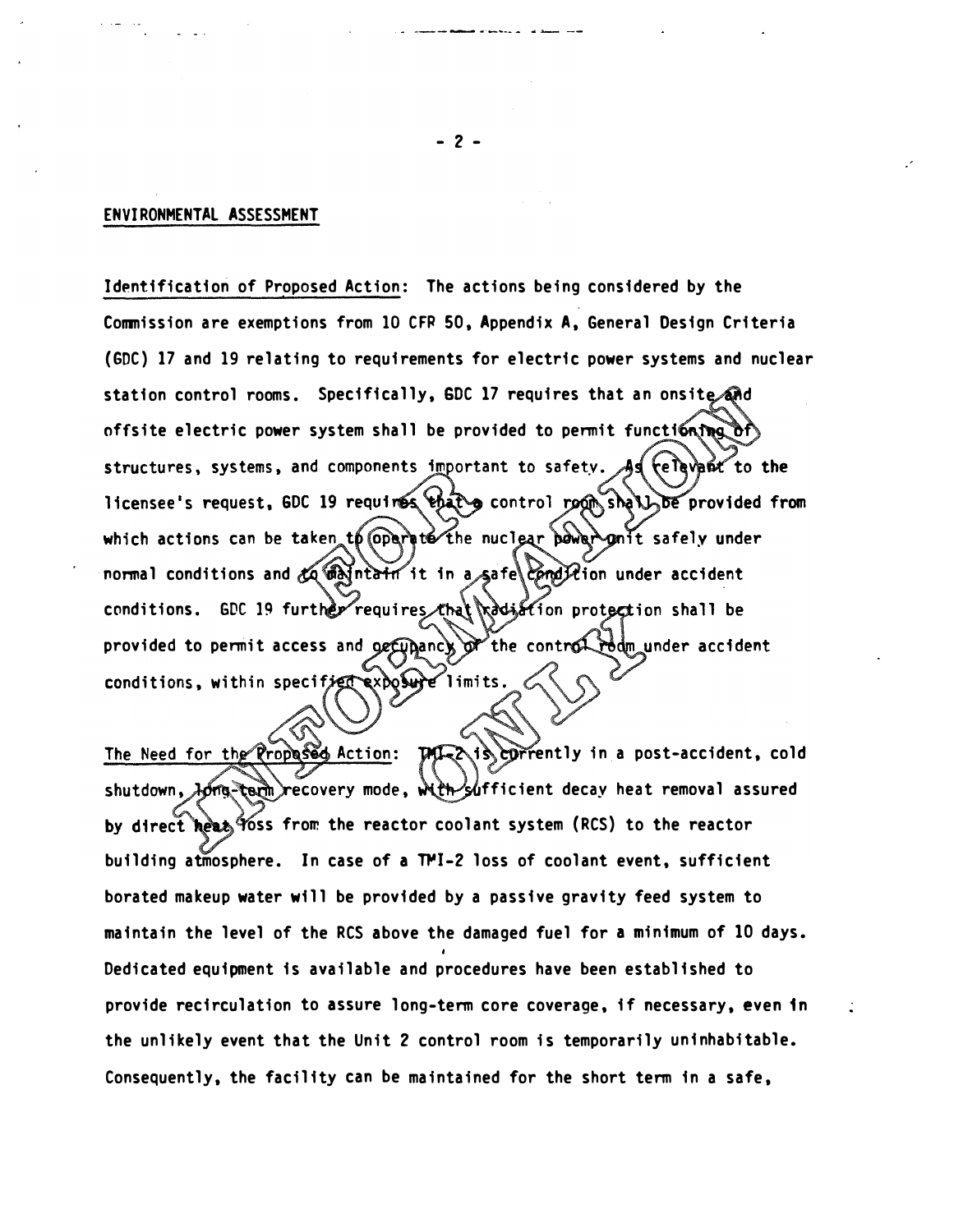ENVIRONMENTAL ASSESSMENT

Identification of Proposed Action: The actions being considered by the Commission are exemptions from 10 CFR 50, Appendix A, General Design Criteria (GDC) 17 and 19 relating to requirements for electric power systems and nuclear station control rooms. Specifically, GDC 17 requires that an onsite and offsite electric power system shall be provided to permit functioning of structures, systems, and components important to safety. As relevant to the licensee's request, GDC 19 requires that a control room shall be provided from which actions can be taken to operate the nuclear power unit safely under normal conditions and to maintain it in a safe condition under accident conditions. GDC 19 further requires that radiation protection shall be provided to permit access and occupancy of the control room under accident conditions, within specified exposure limits.

The Need for the Proposed Action: TMI-2 is currently in a post-accident, cold shutdown, long-term recovery mode, with sufficient decay heat removal assured by direct heat loss from the reactor coolant system (RCS) to the reactor building atmosphere. In case of a TMI-2 loss of coolant event, sufficient borated makeup water will be provided by a passive gravity feed system to maintain the level of the RCS above the damaged fuel for a minimum of 10 days. Dedicated equipment is available and procedures have been established to provide recirculation to assure long-term core coverage, if necessary, even in the unlikely event that the Unit 2 control room is temporarily uninhabitable. Consequently, the facility can be maintained for the short term in a safe,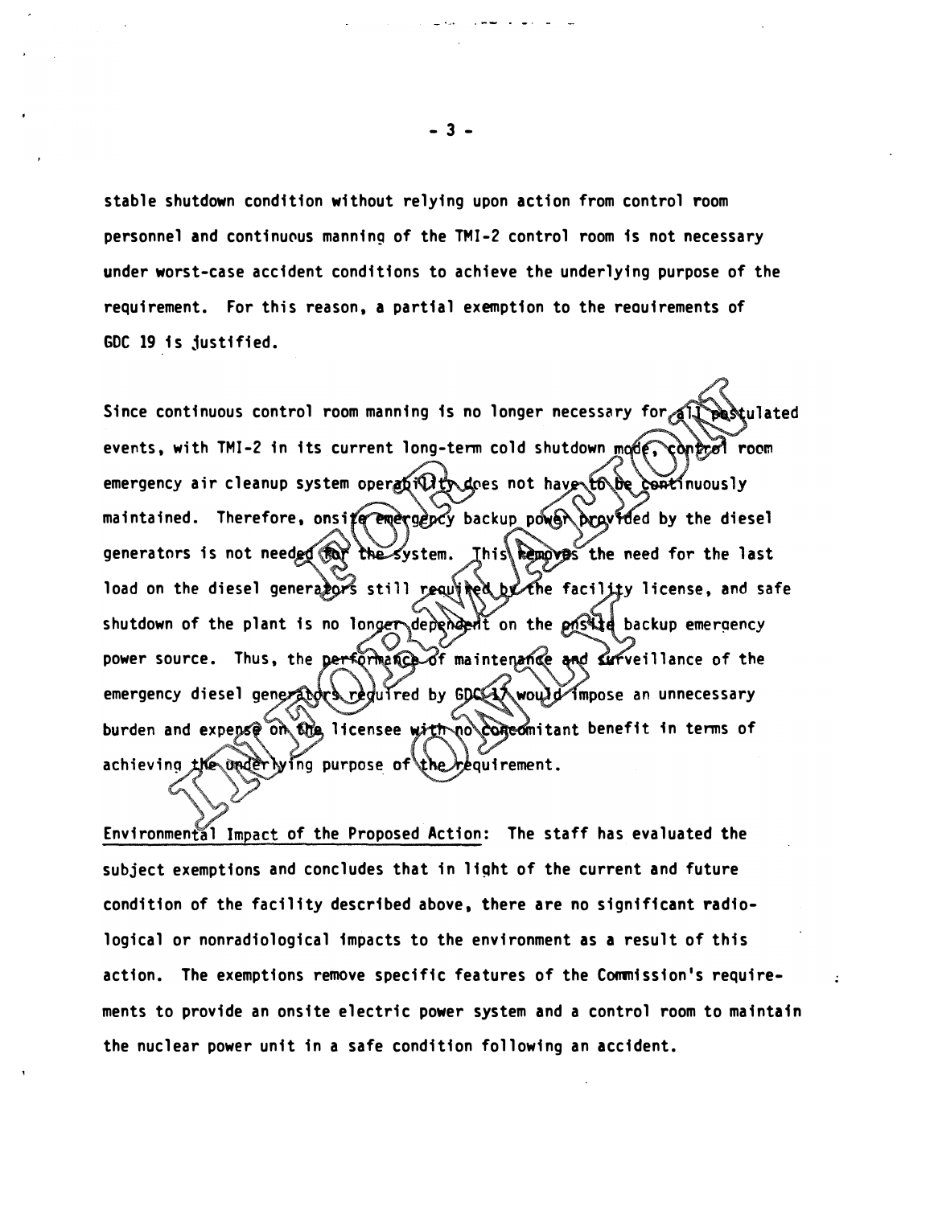stable shutdown condition without relying upon action from control room personnel and continuous manning of the TMI-2 control room is not necessary under worst-case accident conditions to achieve the underlying purpose of the requirement. For this reason, a partial exemption to the requirements of GDC 19 is justified.

Since continuous control room manning is no longer necessary for all postulated events, with TMI-2 in its current long-term cold shutdown mode, control room emergency air cleanup system operability does not have to be continuously maintained. Therefore, onsite emergency backup power provided by the diesel generators is not needed for the system. This removes the need for the last load on the diesel generators still required by the facility license, and safe shutdown of the plant is no longer dependent on the onsite backup emergency power source. Thus, the performance of maintenance and surveillance of the emergency diesel generators required by GDC 17 would impose an unnecessary burden and expense on the licensee with no concomitant benefit in terms of achieving the underlying purpose of the requirement.

Environmental Impact of the Proposed Action: The staff has evaluated the subject exemptions and concludes that in light of the current and future condition of the facility described above, there are no significant radiological or nonradiological impacts to the environment as a result of this action. The exemptions remove specific features of the Commission's requirements to provide an onsite electric power system and a control room to maintain the nuclear power unit in a safe condition following an accident.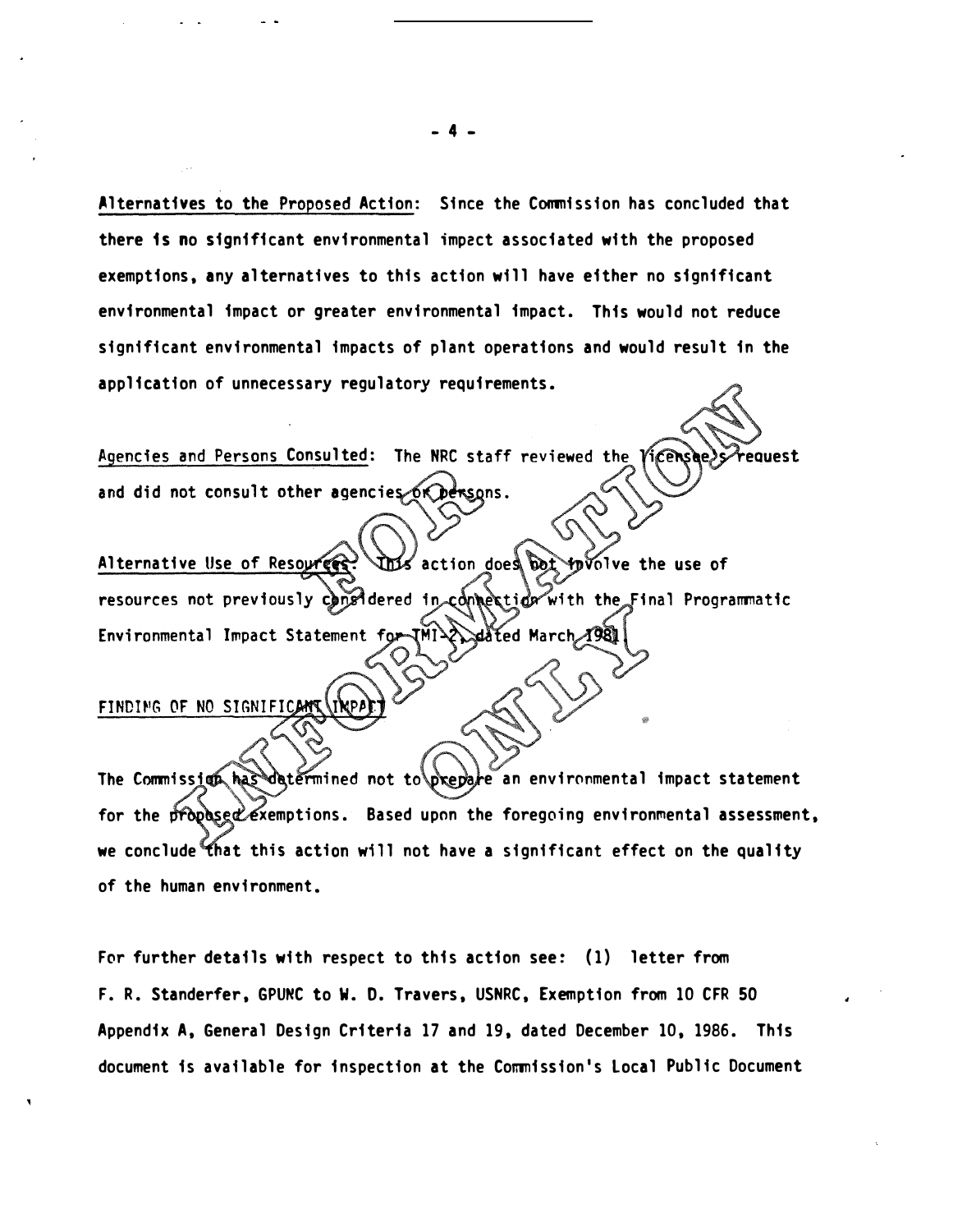<u>Alternatives to the Proposed Action</u>: Since the Commission has concluded that there is no significant environmental impact associated with the proposed exemptions, any alternatives to this action will have either no significant environmental impact or greater environmental impact. This would not reduce significant environmental impacts of plant operations and would result in the application of unnecessary regulatory requirements.

<u>Agencies and Persons Consulted</u>: The NRC staff reviewed the licensee's request and did not consult other agencies or persons.

<u>Alternative Use of Resources</u>: This action does not involve the use of resources not previously considered in connection with the Final Programmatic Environmental Impact Statement for TMI-2, dated March 1981.

<u>FINDING OF NO SIGNIFICANT IMPACT</u>

The Commission has determined not to prepare an environmental impact statement for the proposed exemptions. Based upon the foregoing environmental assessment, we conclude that this action will not have a significant effect on the quality of the human environment.

For further details with respect to this action see: (1) letter from F. R. Standerfer, GPUNC to W. D. Travers, USNRC, Exemption from 10 CFR 50 Appendix A, General Design Criteria 17 and 19, dated December 10, 1986. This document is available for inspection at the Commission's Local Public Document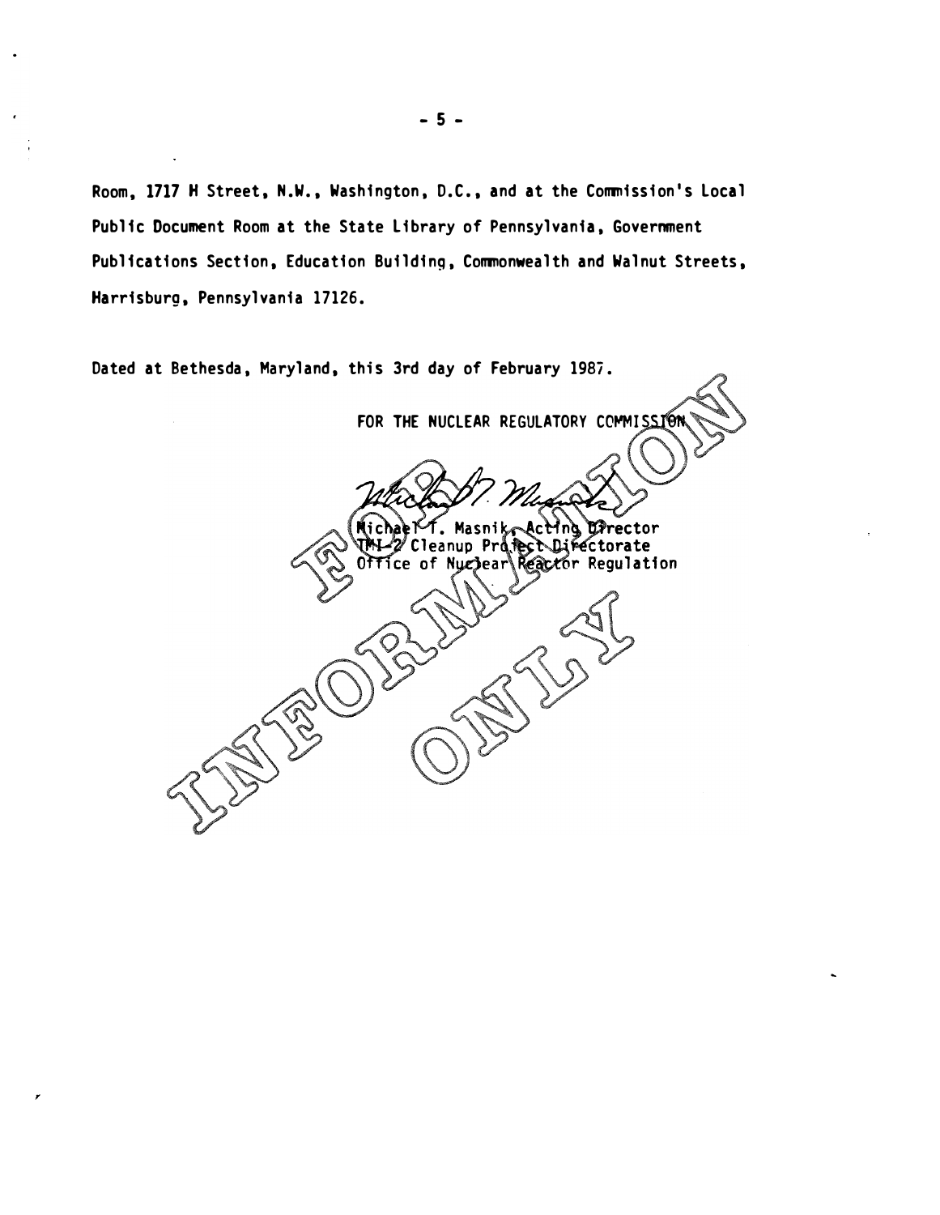Room, 1717 H Street, N.W., Washington, D.C., and at the Commission's Local Public Document Room at the State Library of Pennsylvania, Government Publications Section, Education Building, Commonwealth and Walnut Streets, Harrisburg, Pennsylvania 17126.

Dated at Bethesda, Maryland, this 3rd day of February 1987.

FOR THE NUCLEAR REGULATORY COMMISSION

Michael T. Masnik, Acting Director
TMI-2 Cleanup Project Directorate
Office of Nuclear Reactor Regulation

FOR INFORMATION ONLY